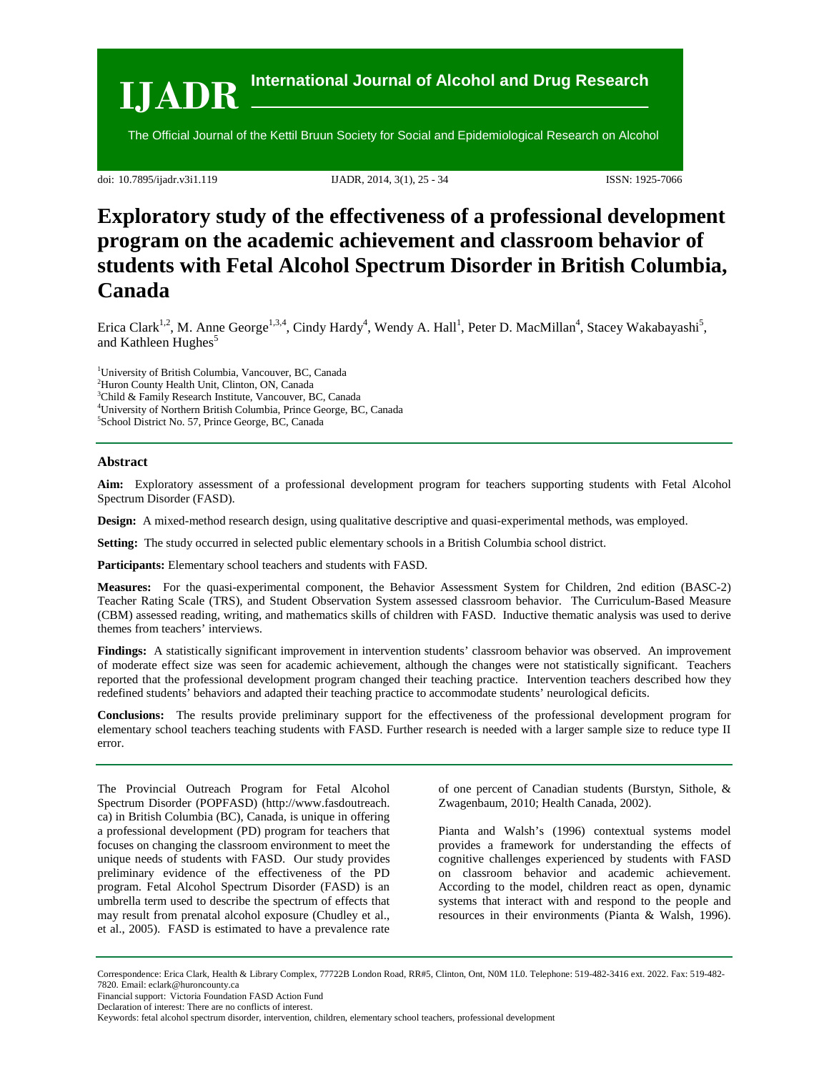# IJADR International Journal of Alcohol and Drug Research

The Official Journal of the Kettil Bruun Society for Social and Epidemiological Research on Alcohol

doi: 10.7895/ijadr.v3i1.119 IJADR, 2014, 3(1), 25 - 34 ISSN: 1925-7066

# Exploratory study of the effectiveness of a professional development program on the academic achievement and classroom behavior of students with Fetal Alcohol Spectrum Disorder in British Columbia, Canada

Erica Clark[1,2], M. Anne George[1,3,4], Cindy Hardy[4], Wendy A. Hall[1], Peter D. MacMillan[4], Stacey Wakabayashi[5], and Kathleen Hughes[5]

[1]University of British Columbia, Vancouver, BC, Canada
[2]Huron County Health Unit, Clinton, ON, Canada
[3]Child & Family Research Institute, Vancouver, BC, Canada
[4]University of Northern British Columbia, Prince George, BC, Canada
[5]School District No. 57, Prince George, BC, Canada

## Abstract

**Aim:** Exploratory assessment of a professional development program for teachers supporting students with Fetal Alcohol Spectrum Disorder (FASD).

**Design:** A mixed-method research design, using qualitative descriptive and quasi-experimental methods, was employed.

**Setting:** The study occurred in selected public elementary schools in a British Columbia school district.

**Participants:** Elementary school teachers and students with FASD.

**Measures:** For the quasi-experimental component, the Behavior Assessment System for Children, 2nd edition (BASC-2) Teacher Rating Scale (TRS), and Student Observation System assessed classroom behavior. The Curriculum-Based Measure (CBM) assessed reading, writing, and mathematics skills of children with FASD. Inductive thematic analysis was used to derive themes from teachers' interviews.

**Findings:** A statistically significant improvement in intervention students' classroom behavior was observed. An improvement of moderate effect size was seen for academic achievement, although the changes were not statistically significant. Teachers reported that the professional development program changed their teaching practice. Intervention teachers described how they redefined students' behaviors and adapted their teaching practice to accommodate students' neurological deficits.

**Conclusions:** The results provide preliminary support for the effectiveness of the professional development program for elementary school teachers teaching students with FASD. Further research is needed with a larger sample size to reduce type II error.

The Provincial Outreach Program for Fetal Alcohol Spectrum Disorder (POPFASD) (http://www.fasdoutreach.ca) in British Columbia (BC), Canada, is unique in offering a professional development (PD) program for teachers that focuses on changing the classroom environment to meet the unique needs of students with FASD. Our study provides preliminary evidence of the effectiveness of the PD program. Fetal Alcohol Spectrum Disorder (FASD) is an umbrella term used to describe the spectrum of effects that may result from prenatal alcohol exposure (Chudley et al., et al., 2005). FASD is estimated to have a prevalence rate of one percent of Canadian students (Burstyn, Sithole, & Zwagenbaum, 2010; Health Canada, 2002).

Pianta and Walsh's (1996) contextual systems model provides a framework for understanding the effects of cognitive challenges experienced by students with FASD on classroom behavior and academic achievement. According to the model, children react as open, dynamic systems that interact with and respond to the people and resources in their environments (Pianta & Walsh, 1996).

Correspondence: Erica Clark, Health & Library Complex, 77722B London Road, RR#5, Clinton, Ont, N0M 1L0. Telephone: 519-482-3416 ext. 2022. Fax: 519-482-7820. Email: eclark@huroncounty.ca
Financial support: Victoria Foundation FASD Action Fund
Declaration of interest: There are no conflicts of interest.
Keywords: fetal alcohol spectrum disorder, intervention, children, elementary school teachers, professional development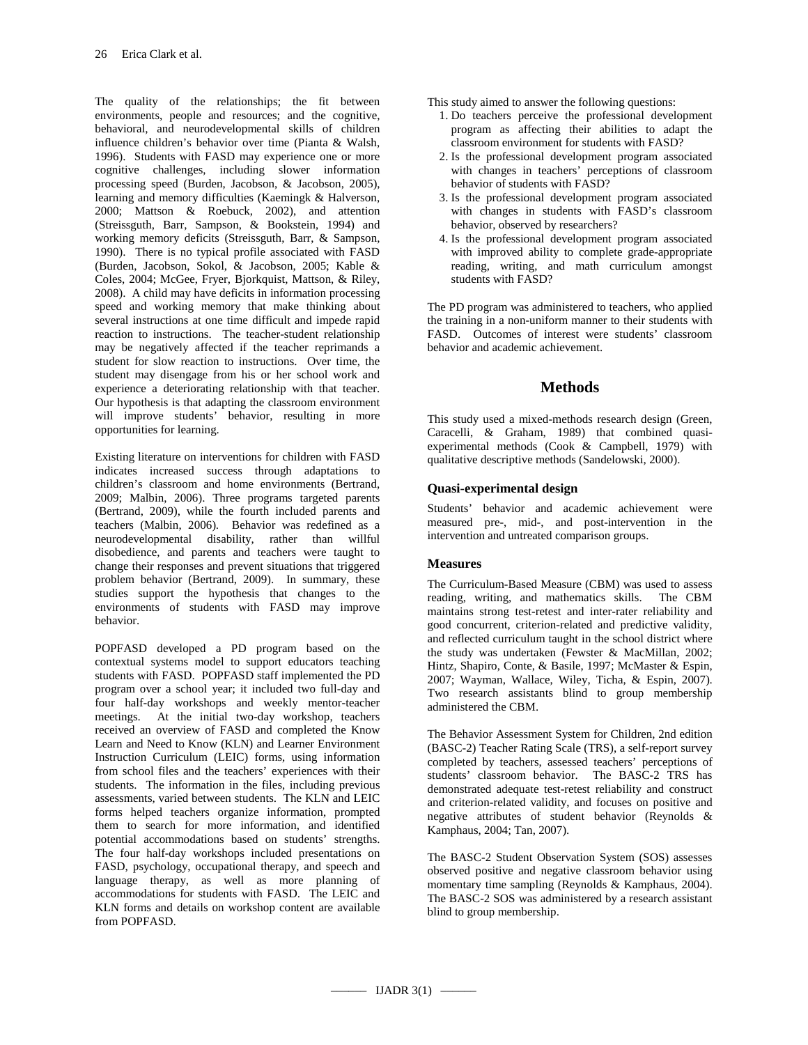The quality of the relationships; the fit between environments, people and resources; and the cognitive, behavioral, and neurodevelopmental skills of children influence children's behavior over time (Pianta & Walsh, 1996). Students with FASD may experience one or more cognitive challenges, including slower information processing speed (Burden, Jacobson, & Jacobson, 2005), learning and memory difficulties (Kaemingk & Halverson, 2000; Mattson & Roebuck, 2002), and attention (Streissguth, Barr, Sampson, & Bookstein, 1994) and working memory deficits (Streissguth, Barr, & Sampson, 1990). There is no typical profile associated with FASD (Burden, Jacobson, Sokol, & Jacobson, 2005; Kable & Coles, 2004; McGee, Fryer, Bjorkquist, Mattson, & Riley, 2008). A child may have deficits in information processing speed and working memory that make thinking about several instructions at one time difficult and impede rapid reaction to instructions. The teacher-student relationship may be negatively affected if the teacher reprimands a student for slow reaction to instructions. Over time, the student may disengage from his or her school work and experience a deteriorating relationship with that teacher. Our hypothesis is that adapting the classroom environment will improve students' behavior, resulting in more opportunities for learning.

Existing literature on interventions for children with FASD indicates increased success through adaptations to children's classroom and home environments (Bertrand, 2009; Malbin, 2006). Three programs targeted parents (Bertrand, 2009), while the fourth included parents and teachers (Malbin, 2006). Behavior was redefined as a neurodevelopmental disability, rather than willful disobedience, and parents and teachers were taught to change their responses and prevent situations that triggered problem behavior (Bertrand, 2009). In summary, these studies support the hypothesis that changes to the environments of students with FASD may improve behavior.

POPFASD developed a PD program based on the contextual systems model to support educators teaching students with FASD. POPFASD staff implemented the PD program over a school year; it included two full-day and four half-day workshops and weekly mentor-teacher meetings. At the initial two-day workshop, teachers received an overview of FASD and completed the Know Learn and Need to Know (KLN) and Learner Environment Instruction Curriculum (LEIC) forms, using information from school files and the teachers' experiences with their students. The information in the files, including previous assessments, varied between students. The KLN and LEIC forms helped teachers organize information, prompted them to search for more information, and identified potential accommodations based on students' strengths. The four half-day workshops included presentations on FASD, psychology, occupational therapy, and speech and language therapy, as well as more planning of accommodations for students with FASD. The LEIC and KLN forms and details on workshop content are available from POPFASD.

This study aimed to answer the following questions:

1. Do teachers perceive the professional development program as affecting their abilities to adapt the classroom environment for students with FASD?
2. Is the professional development program associated with changes in teachers' perceptions of classroom behavior of students with FASD?
3. Is the professional development program associated with changes in students with FASD's classroom behavior, observed by researchers?
4. Is the professional development program associated with improved ability to complete grade-appropriate reading, writing, and math curriculum amongst students with FASD?

The PD program was administered to teachers, who applied the training in a non-uniform manner to their students with FASD. Outcomes of interest were students' classroom behavior and academic achievement.

## Methods

This study used a mixed-methods research design (Green, Caracelli, & Graham, 1989) that combined quasi-experimental methods (Cook & Campbell, 1979) with qualitative descriptive methods (Sandelowski, 2000).

### Quasi-experimental design

Students' behavior and academic achievement were measured pre-, mid-, and post-intervention in the intervention and untreated comparison groups.

### Measures

The Curriculum-Based Measure (CBM) was used to assess reading, writing, and mathematics skills. The CBM maintains strong test-retest and inter-rater reliability and good concurrent, criterion-related and predictive validity, and reflected curriculum taught in the school district where the study was undertaken (Fewster & MacMillan, 2002; Hintz, Shapiro, Conte, & Basile, 1997; McMaster & Espin, 2007; Wayman, Wallace, Wiley, Ticha, & Espin, 2007). Two research assistants blind to group membership administered the CBM.

The Behavior Assessment System for Children, 2nd edition (BASC-2) Teacher Rating Scale (TRS), a self-report survey completed by teachers, assessed teachers' perceptions of students' classroom behavior. The BASC-2 TRS has demonstrated adequate test-retest reliability and construct and criterion-related validity, and focuses on positive and negative attributes of student behavior (Reynolds & Kamphaus, 2004; Tan, 2007).

The BASC-2 Student Observation System (SOS) assesses observed positive and negative classroom behavior using momentary time sampling (Reynolds & Kamphaus, 2004). The BASC-2 SOS was administered by a research assistant blind to group membership.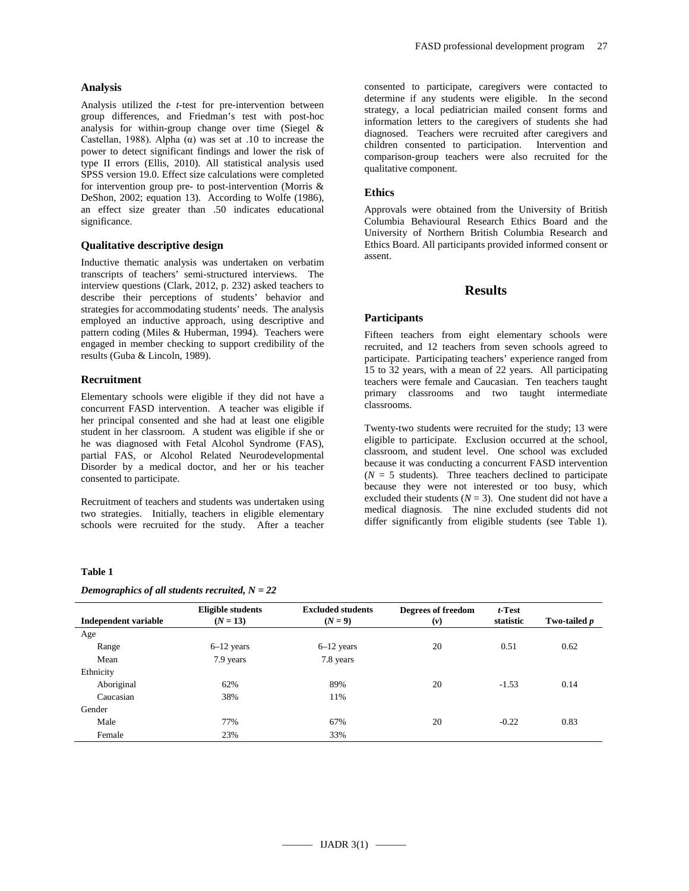### Analysis

Analysis utilized the *t*-test for pre-intervention between group differences, and Friedman's test with post-hoc analysis for within-group change over time (Siegel & Castellan, 1988). Alpha (α) was set at .10 to increase the power to detect significant findings and lower the risk of type II errors (Ellis, 2010). All statistical analysis used SPSS version 19.0. Effect size calculations were completed for intervention group pre- to post-intervention (Morris & DeShon, 2002; equation 13). According to Wolfe (1986), an effect size greater than .50 indicates educational significance.

### Qualitative descriptive design

Inductive thematic analysis was undertaken on verbatim transcripts of teachers' semi-structured interviews. The interview questions (Clark, 2012, p. 232) asked teachers to describe their perceptions of students' behavior and strategies for accommodating students' needs. The analysis employed an inductive approach, using descriptive and pattern coding (Miles & Huberman, 1994). Teachers were engaged in member checking to support credibility of the results (Guba & Lincoln, 1989).

### Recruitment

Elementary schools were eligible if they did not have a concurrent FASD intervention. A teacher was eligible if her principal consented and she had at least one eligible student in her classroom. A student was eligible if she or he was diagnosed with Fetal Alcohol Syndrome (FAS), partial FAS, or Alcohol Related Neurodevelopmental Disorder by a medical doctor, and her or his teacher consented to participate.

Recruitment of teachers and students was undertaken using two strategies. Initially, teachers in eligible elementary schools were recruited for the study. After a teacher consented to participate, caregivers were contacted to determine if any students were eligible. In the second strategy, a local pediatrician mailed consent forms and information letters to the caregivers of students she had diagnosed. Teachers were recruited after caregivers and children consented to participation. Intervention and comparison-group teachers were also recruited for the qualitative component.

### Ethics

Approvals were obtained from the University of British Columbia Behavioural Research Ethics Board and the University of Northern British Columbia Research and Ethics Board. All participants provided informed consent or assent.

## Results

### Participants

Fifteen teachers from eight elementary schools were recruited, and 12 teachers from seven schools agreed to participate. Participating teachers' experience ranged from 15 to 32 years, with a mean of 22 years. All participating teachers were female and Caucasian. Ten teachers taught primary classrooms and two taught intermediate classrooms.

Twenty-two students were recruited for the study; 13 were eligible to participate. Exclusion occurred at the school, classroom, and student level. One school was excluded because it was conducting a concurrent FASD intervention ($N$ = 5 students). Three teachers declined to participate because they were not interested or too busy, which excluded their students ($N$ = 3). One student did not have a medical diagnosis. The nine excluded students did not differ significantly from eligible students (see Table 1).

**Table 1**

***Demographics of all students recruited, N = 22***

| Independent variable | Eligible students ($N$ = 13) | Excluded students ($N$ = 9) | Degrees of freedom ($v$) | *t*-Test statistic | Two-tailed *p* |
|---|---|---|---|---|---|
| Age | | | | | |
| Range | 6–12 years | 6–12 years | 20 | 0.51 | 0.62 |
| Mean | 7.9 years | 7.8 years | | | |
| Ethnicity | | | | | |
| Aboriginal | 62% | 89% | 20 | -1.53 | 0.14 |
| Caucasian | 38% | 11% | | | |
| Gender | | | | | |
| Male | 77% | 67% | 20 | -0.22 | 0.83 |
| Female | 23% | 33% | | | |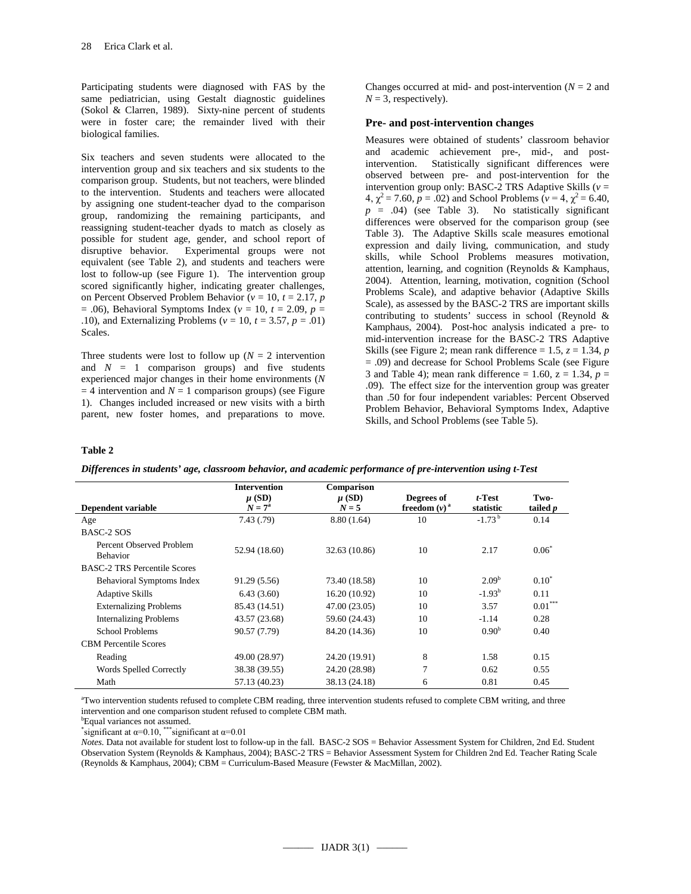Participating students were diagnosed with FAS by the same pediatrician, using Gestalt diagnostic guidelines (Sokol & Clarren, 1989). Sixty-nine percent of students were in foster care; the remainder lived with their biological families.

Six teachers and seven students were allocated to the intervention group and six teachers and six students to the comparison group. Students, but not teachers, were blinded to the intervention. Students and teachers were allocated by assigning one student-teacher dyad to the comparison group, randomizing the remaining participants, and reassigning student-teacher dyads to match as closely as possible for student age, gender, and school report of disruptive behavior. Experimental groups were not equivalent (see Table 2), and students and teachers were lost to follow-up (see Figure 1). The intervention group scored significantly higher, indicating greater challenges, on Percent Observed Problem Behavior ($v = 10$, $t = 2.17$, $p = .06$), Behavioral Symptoms Index ($v = 10$, $t = 2.09$, $p = .10$), and Externalizing Problems ($v = 10$, $t = 3.57$, $p = .01$) Scales.

Three students were lost to follow up ($N = 2$ intervention and $N = 1$ comparison groups) and five students experienced major changes in their home environments ($N = 4$ intervention and $N = 1$ comparison groups) (see Figure 1). Changes included increased or new visits with a birth parent, new foster homes, and preparations to move. Changes occurred at mid- and post-intervention ($N = 2$ and $N = 3$, respectively).

### Pre- and post-intervention changes

Measures were obtained of students' classroom behavior and academic achievement pre-, mid-, and post-intervention. Statistically significant differences were observed between pre- and post-intervention for the intervention group only: BASC-2 TRS Adaptive Skills ($v = 4$, $\chi^2 = 7.60$, $p = .02$) and School Problems ($v = 4$, $\chi^2 = 6.40$, $p = .04$) (see Table 3). No statistically significant differences were observed for the comparison group (see Table 3). The Adaptive Skills scale measures emotional expression and daily living, communication, and study skills, while School Problems measures motivation, attention, learning, and cognition (Reynolds & Kamphaus, 2004). Attention, learning, motivation, cognition (School Problems Scale), and adaptive behavior (Adaptive Skills Scale), as assessed by the BASC-2 TRS are important skills contributing to students' success in school (Reynold & Kamphaus, 2004). Post-hoc analysis indicated a pre- to mid-intervention increase for the BASC-2 TRS Adaptive Skills (see Figure 2; mean rank difference = 1.5, $z = 1.34$, $p = .09$) and decrease for School Problems Scale (see Figure 3 and Table 4); mean rank difference = 1.60, $z = 1.34$, $p = .09$). The effect size for the intervention group was greater than .50 for four independent variables: Percent Observed Problem Behavior, Behavioral Symptoms Index, Adaptive Skills, and School Problems (see Table 5).

**Table 2**

***Differences in students' age, classroom behavior, and academic performance of pre-intervention using t-Test***

| Dependent variable | Intervention $\mu$ (SD) $N = 7^a$ | Comparison $\mu$ (SD) $N = 5$ | Degrees of freedom ($v$)[a] | $t$-Test statistic | Two-tailed $p$ |
|---|---|---|---|---|---|
| Age | 7.43 (.79) | 8.80 (1.64) | 10 | -1.73[b] | 0.14 |
| BASC-2 SOS | | | | | |
| Percent Observed Problem Behavior | 52.94 (18.60) | 32.63 (10.86) | 10 | 2.17 | 0.06* |
| BASC-2 TRS Percentile Scores | | | | | |
| Behavioral Symptoms Index | 91.29 (5.56) | 73.40 (18.58) | 10 | 2.09[b] | 0.10* |
| Adaptive Skills | 6.43 (3.60) | 16.20 (10.92) | 10 | -1.93[b] | 0.11 |
| Externalizing Problems | 85.43 (14.51) | 47.00 (23.05) | 10 | 3.57 | 0.01*** |
| Internalizing Problems | 43.57 (23.68) | 59.60 (24.43) | 10 | -1.14 | 0.28 |
| School Problems | 90.57 (7.79) | 84.20 (14.36) | 10 | 0.90[b] | 0.40 |
| CBM Percentile Scores | | | | | |
| Reading | 49.00 (28.97) | 24.20 (19.91) | 8 | 1.58 | 0.15 |
| Words Spelled Correctly | 38.38 (39.55) | 24.20 (28.98) | 7 | 0.62 | 0.55 |
| Math | 57.13 (40.23) | 38.13 (24.18) | 6 | 0.81 | 0.45 |

[a]Two intervention students refused to complete CBM reading, three intervention students refused to complete CBM writing, and three intervention and one comparison student refused to complete CBM math.
[b]Equal variances not assumed.
*significant at α=0.10, ***significant at α=0.01
*Notes.* Data not available for student lost to follow-up in the fall. BASC-2 SOS = Behavior Assessment System for Children, 2nd Ed. Student Observation System (Reynolds & Kamphaus, 2004); BASC-2 TRS = Behavior Assessment System for Children 2nd Ed. Teacher Rating Scale (Reynolds & Kamphaus, 2004); CBM = Curriculum-Based Measure (Fewster & MacMillan, 2002).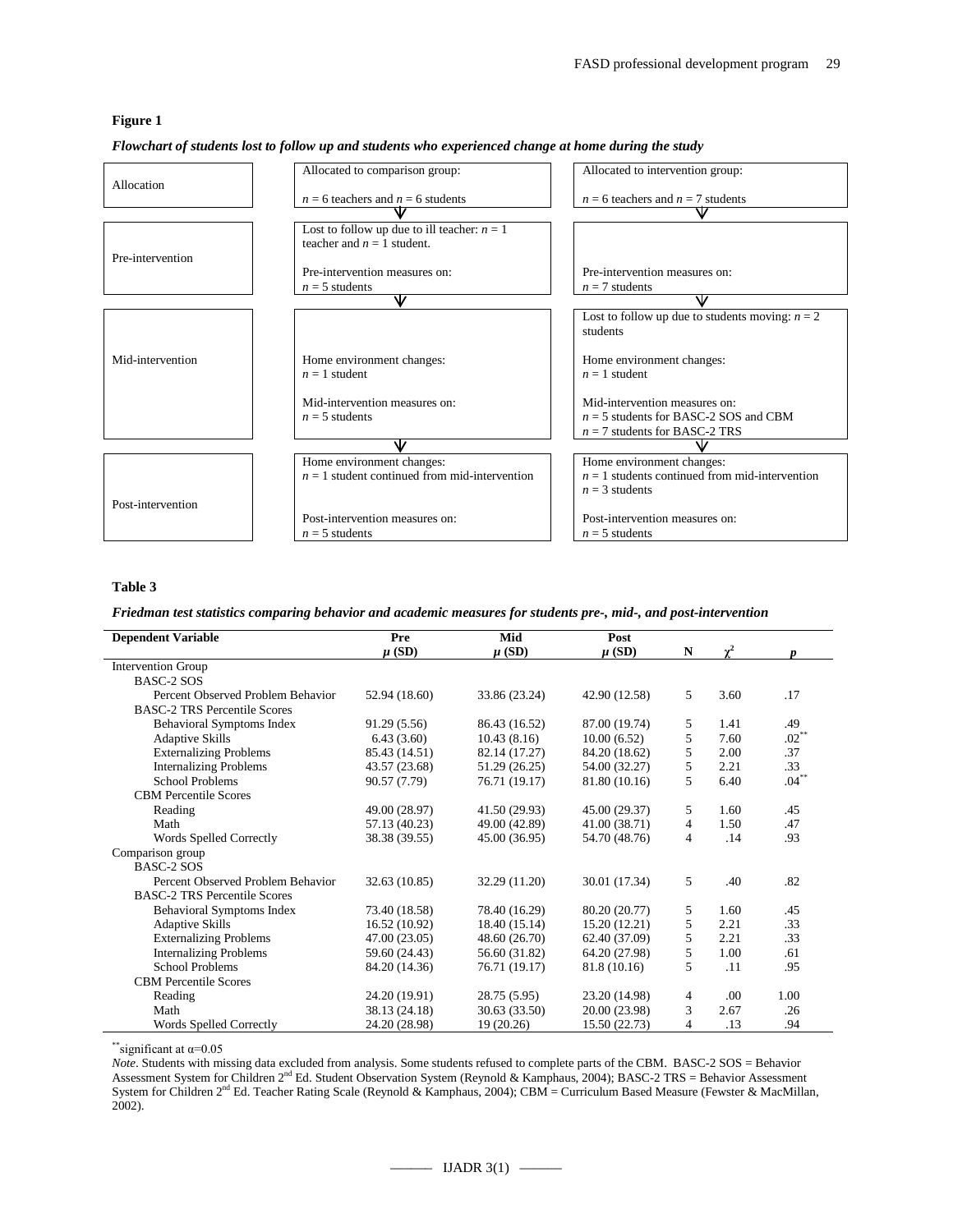**Figure 1**

*Flowchart of students lost to follow up and students who experienced change at home during the study*

| | Comparison group | Intervention group |
|---|---|---|
| Allocation | Allocated to comparison group: $n$ = 6 teachers and $n$ = 6 students | Allocated to intervention group: $n$ = 6 teachers and $n$ = 7 students |
| Pre-intervention | Lost to follow up due to ill teacher: $n$ = 1 teacher and $n$ = 1 student. Pre-intervention measures on: $n$ = 5 students | Pre-intervention measures on: $n$ = 7 students |
| Mid-intervention | Home environment changes: $n$ = 1 student. Mid-intervention measures on: $n$ = 5 students | Lost to follow up due to students moving: $n$ = 2 students. Home environment changes: $n$ = 1 student. Mid-intervention measures on: $n$ = 5 students for BASC-2 SOS and CBM; $n$ = 7 students for BASC-2 TRS |
| Post-intervention | Home environment changes: $n$ = 1 student continued from mid-intervention. Post-intervention measures on: $n$ = 5 students | Home environment changes: $n$ = 1 students continued from mid-intervention; $n$ = 3 students. Post-intervention measures on: $n$ = 5 students |

**Table 3**

*Friedman test statistics comparing behavior and academic measures for students pre-, mid-, and post-intervention*

| Dependent Variable | Pre $\mu$ (SD) | Mid $\mu$ (SD) | Post $\mu$ (SD) | N | $\chi^2$ | $p$ |
|---|---|---|---|---|---|---|
| Intervention Group | | | | | | |
| BASC-2 SOS | | | | | | |
| Percent Observed Problem Behavior | 52.94 (18.60) | 33.86 (23.24) | 42.90 (12.58) | 5 | 3.60 | .17 |
| BASC-2 TRS Percentile Scores | | | | | | |
| Behavioral Symptoms Index | 91.29 (5.56) | 86.43 (16.52) | 87.00 (19.74) | 5 | 1.41 | .49 |
| Adaptive Skills | 6.43 (3.60) | 10.43 (8.16) | 10.00 (6.52) | 5 | 7.60 | .02** |
| Externalizing Problems | 85.43 (14.51) | 82.14 (17.27) | 84.20 (18.62) | 5 | 2.00 | .37 |
| Internalizing Problems | 43.57 (23.68) | 51.29 (26.25) | 54.00 (32.27) | 5 | 2.21 | .33 |
| School Problems | 90.57 (7.79) | 76.71 (19.17) | 81.80 (10.16) | 5 | 6.40 | .04** |
| CBM Percentile Scores | | | | | | |
| Reading | 49.00 (28.97) | 41.50 (29.93) | 45.00 (29.37) | 5 | 1.60 | .45 |
| Math | 57.13 (40.23) | 49.00 (42.89) | 41.00 (38.71) | 4 | 1.50 | .47 |
| Words Spelled Correctly | 38.38 (39.55) | 45.00 (36.95) | 54.70 (48.76) | 4 | .14 | .93 |
| Comparison group | | | | | | |
| BASC-2 SOS | | | | | | |
| Percent Observed Problem Behavior | 32.63 (10.85) | 32.29 (11.20) | 30.01 (17.34) | 5 | .40 | .82 |
| BASC-2 TRS Percentile Scores | | | | | | |
| Behavioral Symptoms Index | 73.40 (18.58) | 78.40 (16.29) | 80.20 (20.77) | 5 | 1.60 | .45 |
| Adaptive Skills | 16.52 (10.92) | 18.40 (15.14) | 15.20 (12.21) | 5 | 2.21 | .33 |
| Externalizing Problems | 47.00 (23.05) | 48.60 (26.70) | 62.40 (37.09) | 5 | 2.21 | .33 |
| Internalizing Problems | 59.60 (24.43) | 56.60 (31.82) | 64.20 (27.98) | 5 | 1.00 | .61 |
| School Problems | 84.20 (14.36) | 76.71 (19.17) | 81.8 (10.16) | 5 | .11 | .95 |
| CBM Percentile Scores | | | | | | |
| Reading | 24.20 (19.91) | 28.75 (5.95) | 23.20 (14.98) | 4 | .00 | 1.00 |
| Math | 38.13 (24.18) | 30.63 (33.50) | 20.00 (23.98) | 3 | 2.67 | .26 |
| Words Spelled Correctly | 24.20 (28.98) | 19 (20.26) | 15.50 (22.73) | 4 | .13 | .94 |

**significant at $\alpha$=0.05

*Note*. Students with missing data excluded from analysis. Some students refused to complete parts of the CBM. BASC-2 SOS = Behavior Assessment System for Children 2nd Ed. Student Observation System (Reynold & Kamphaus, 2004); BASC-2 TRS = Behavior Assessment System for Children 2nd Ed. Teacher Rating Scale (Reynold & Kamphaus, 2004); CBM = Curriculum Based Measure (Fewster & MacMillan, 2002).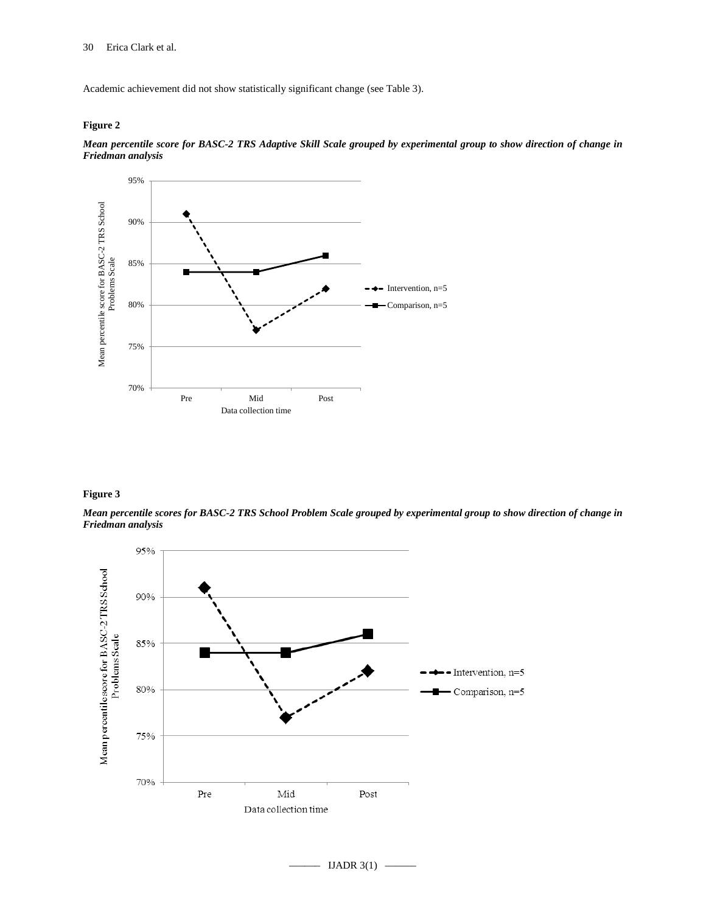Academic achievement did not show statistically significant change (see Table 3).

**Figure 2**

***Mean percentile score for BASC-2 TRS Adaptive Skill Scale grouped by experimental group to show direction of change in Friedman analysis***

**Figure 3**

***Mean percentile scores for BASC-2 TRS School Problem Scale grouped by experimental group to show direction of change in Friedman analysis***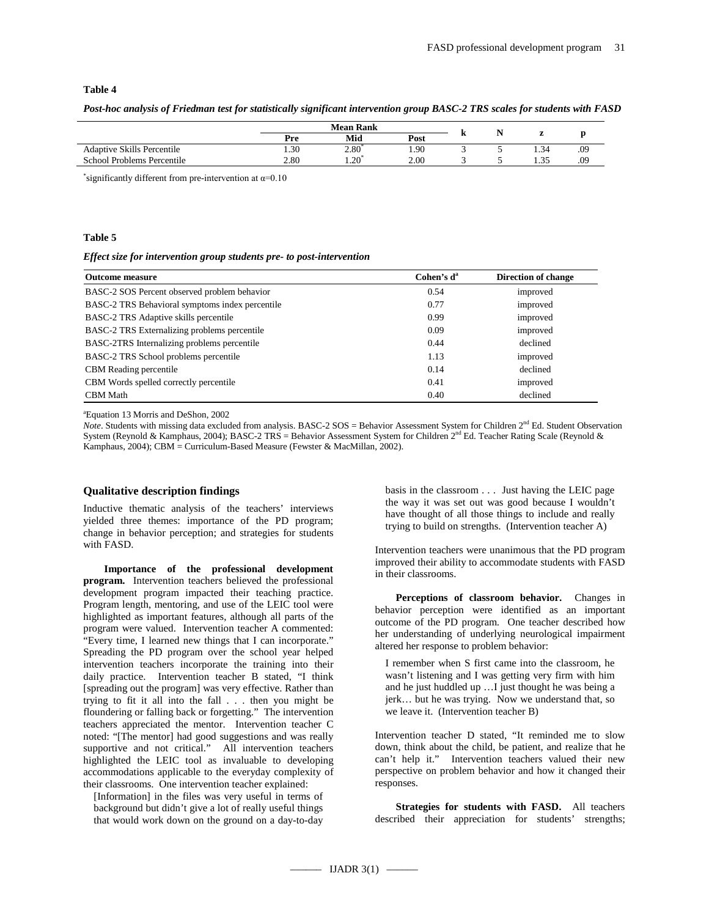**Table 4**

***Post-hoc analysis of Friedman test for statistically significant intervention group BASC-2 TRS scales for students with FASD***

| | Mean Rank | | | k | N | z | p |
|---|---|---|---|---|---|---|---|
| | Pre | Mid | Post | | | | |
| Adaptive Skills Percentile | 1.30 | 2.80* | 1.90 | 3 | 5 | 1.34 | .09 |
| School Problems Percentile | 2.80 | 1.20* | 2.00 | 3 | 5 | 1.35 | .09 |

*significantly different from pre-intervention at $\alpha$=0.10

**Table 5**

***Effect size for intervention group students pre- to post-intervention***

| Outcome measure | Cohen's d[a] | Direction of change |
|---|---|---|
| BASC-2 SOS Percent observed problem behavior | 0.54 | improved |
| BASC-2 TRS Behavioral symptoms index percentile | 0.77 | improved |
| BASC-2 TRS Adaptive skills percentile | 0.99 | improved |
| BASC-2 TRS Externalizing problems percentile | 0.09 | improved |
| BASC-2TRS Internalizing problems percentile | 0.44 | declined |
| BASC-2 TRS School problems percentile | 1.13 | improved |
| CBM Reading percentile | 0.14 | declined |
| CBM Words spelled correctly percentile | 0.41 | improved |
| CBM Math | 0.40 | declined |

[a]Equation 13 Morris and DeShon, 2002

*Note*. Students with missing data excluded from analysis. BASC-2 SOS = Behavior Assessment System for Children 2nd Ed. Student Observation System (Reynold & Kamphaus, 2004); BASC-2 TRS = Behavior Assessment System for Children 2nd Ed. Teacher Rating Scale (Reynold & Kamphaus, 2004); CBM = Curriculum-Based Measure (Fewster & MacMillan, 2002).

### Qualitative description findings

Inductive thematic analysis of the teachers' interviews yielded three themes: importance of the PD program; change in behavior perception; and strategies for students with FASD.

**Importance of the professional development program.** Intervention teachers believed the professional development program impacted their teaching practice. Program length, mentoring, and use of the LEIC tool were highlighted as important features, although all parts of the program were valued. Intervention teacher A commented: "Every time, I learned new things that I can incorporate." Spreading the PD program over the school year helped intervention teachers incorporate the training into their daily practice. Intervention teacher B stated, "I think [spreading out the program] was very effective. Rather than trying to fit it all into the fall . . . then you might be floundering or falling back or forgetting." The intervention teachers appreciated the mentor. Intervention teacher C noted: "[The mentor] had good suggestions and was really supportive and not critical." All intervention teachers highlighted the LEIC tool as invaluable to developing accommodations applicable to the everyday complexity of their classrooms. One intervention teacher explained:

> [Information] in the files was very useful in terms of background but didn't give a lot of really useful things that would work down on the ground on a day-to-day basis in the classroom . . . Just having the LEIC page the way it was set out was good because I wouldn't have thought of all those things to include and really trying to build on strengths. (Intervention teacher A)

Intervention teachers were unanimous that the PD program improved their ability to accommodate students with FASD in their classrooms.

**Perceptions of classroom behavior.** Changes in behavior perception were identified as an important outcome of the PD program. One teacher described how her understanding of underlying neurological impairment altered her response to problem behavior:

> I remember when S first came into the classroom, he wasn't listening and I was getting very firm with him and he just huddled up …I just thought he was being a jerk… but he was trying. Now we understand that, so we leave it. (Intervention teacher B)

Intervention teacher D stated, "It reminded me to slow down, think about the child, be patient, and realize that he can't help it." Intervention teachers valued their new perspective on problem behavior and how it changed their responses.

**Strategies for students with FASD.** All teachers described their appreciation for students' strengths;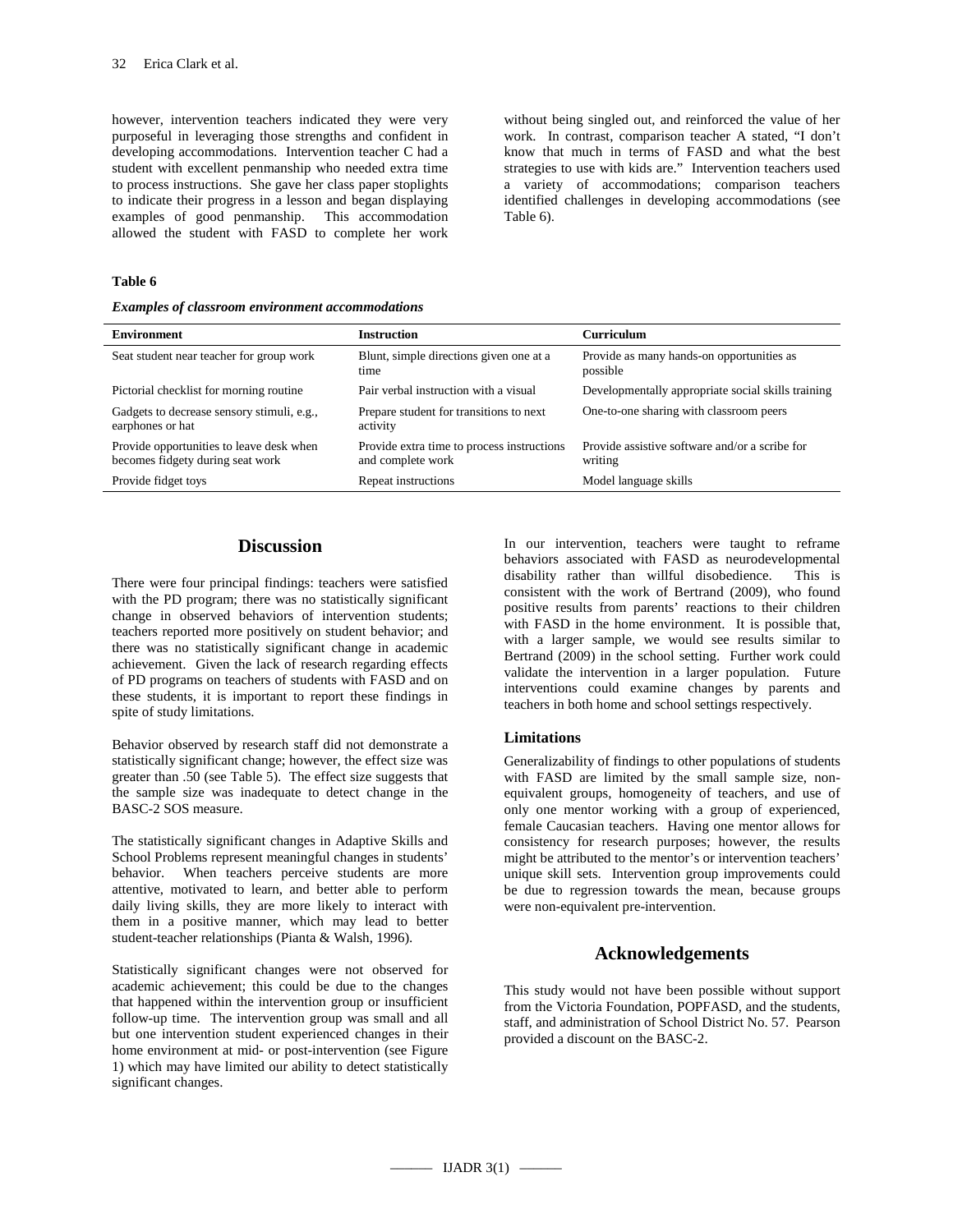however, intervention teachers indicated they were very purposeful in leveraging those strengths and confident in developing accommodations. Intervention teacher C had a student with excellent penmanship who needed extra time to process instructions. She gave her class paper stoplights to indicate their progress in a lesson and began displaying examples of good penmanship. This accommodation allowed the student with FASD to complete her work without being singled out, and reinforced the value of her work. In contrast, comparison teacher A stated, "I don't know that much in terms of FASD and what the best strategies to use with kids are." Intervention teachers used a variety of accommodations; comparison teachers identified challenges in developing accommodations (see Table 6).

**Table 6**

***Examples of classroom environment accommodations***

| Environment | Instruction | Curriculum |
|---|---|---|
| Seat student near teacher for group work | Blunt, simple directions given one at a time | Provide as many hands-on opportunities as possible |
| Pictorial checklist for morning routine | Pair verbal instruction with a visual | Developmentally appropriate social skills training |
| Gadgets to decrease sensory stimuli, e.g., earphones or hat | Prepare student for transitions to next activity | One-to-one sharing with classroom peers |
| Provide opportunities to leave desk when becomes fidgety during seat work | Provide extra time to process instructions and complete work | Provide assistive software and/or a scribe for writing |
| Provide fidget toys | Repeat instructions | Model language skills |

## Discussion

There were four principal findings: teachers were satisfied with the PD program; there was no statistically significant change in observed behaviors of intervention students; teachers reported more positively on student behavior; and there was no statistically significant change in academic achievement. Given the lack of research regarding effects of PD programs on teachers of students with FASD and on these students, it is important to report these findings in spite of study limitations.

Behavior observed by research staff did not demonstrate a statistically significant change; however, the effect size was greater than .50 (see Table 5). The effect size suggests that the sample size was inadequate to detect change in the BASC-2 SOS measure.

The statistically significant changes in Adaptive Skills and School Problems represent meaningful changes in students' behavior. When teachers perceive students are more attentive, motivated to learn, and better able to perform daily living skills, they are more likely to interact with them in a positive manner, which may lead to better student-teacher relationships (Pianta & Walsh, 1996).

Statistically significant changes were not observed for academic achievement; this could be due to the changes that happened within the intervention group or insufficient follow-up time. The intervention group was small and all but one intervention student experienced changes in their home environment at mid- or post-intervention (see Figure 1) which may have limited our ability to detect statistically significant changes.

In our intervention, teachers were taught to reframe behaviors associated with FASD as neurodevelopmental disability rather than willful disobedience. This is consistent with the work of Bertrand (2009), who found positive results from parents' reactions to their children with FASD in the home environment. It is possible that, with a larger sample, we would see results similar to Bertrand (2009) in the school setting. Further work could validate the intervention in a larger population. Future interventions could examine changes by parents and teachers in both home and school settings respectively.

### Limitations

Generalizability of findings to other populations of students with FASD are limited by the small sample size, non-equivalent groups, homogeneity of teachers, and use of only one mentor working with a group of experienced, female Caucasian teachers. Having one mentor allows for consistency for research purposes; however, the results might be attributed to the mentor's or intervention teachers' unique skill sets. Intervention group improvements could be due to regression towards the mean, because groups were non-equivalent pre-intervention.

## Acknowledgements

This study would not have been possible without support from the Victoria Foundation, POPFASD, and the students, staff, and administration of School District No. 57. Pearson provided a discount on the BASC-2.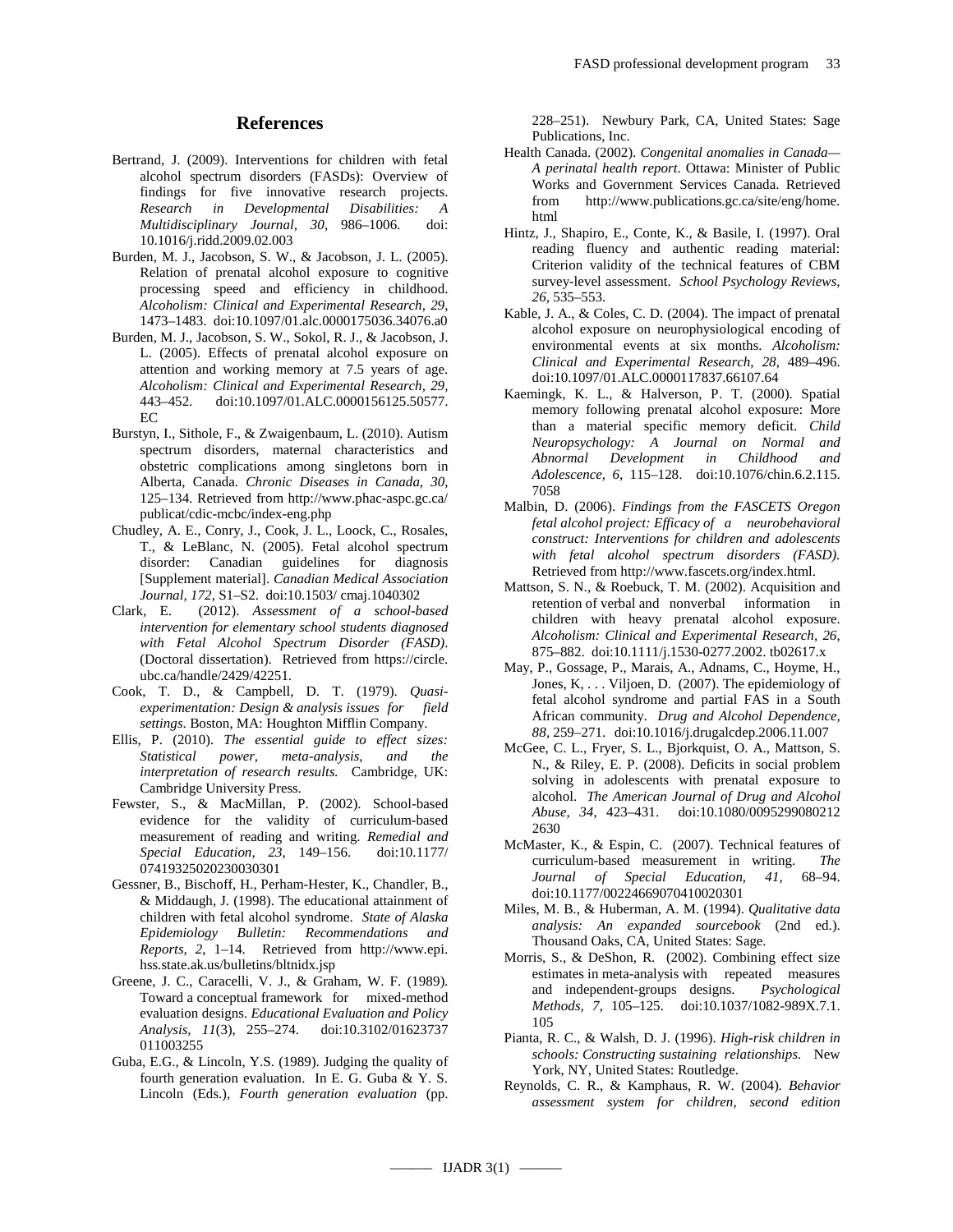## References

Bertrand, J. (2009). Interventions for children with fetal alcohol spectrum disorders (FASDs): Overview of findings for five innovative research projects. *Research in Developmental Disabilities: A Multidisciplinary Journal, 30*, 986–1006. doi: 10.1016/j.ridd.2009.02.003

Burden, M. J., Jacobson, S. W., & Jacobson, J. L. (2005). Relation of prenatal alcohol exposure to cognitive processing speed and efficiency in childhood. *Alcoholism: Clinical and Experimental Research, 29*, 1473–1483. doi:10.1097/01.alc.0000175036.34076.a0

Burden, M. J., Jacobson, S. W., Sokol, R. J., & Jacobson, J. L. (2005). Effects of prenatal alcohol exposure on attention and working memory at 7.5 years of age. *Alcoholism: Clinical and Experimental Research, 29*, 443–452. doi:10.1097/01.ALC.0000156125.50577.EC

Burstyn, I., Sithole, F., & Zwaigenbaum, L. (2010). Autism spectrum disorders, maternal characteristics and obstetric complications among singletons born in Alberta, Canada. *Chronic Diseases in Canada, 30*, 125–134. Retrieved from http://www.phac-aspc.gc.ca/publicat/cdic-mcbc/index-eng.php

Chudley, A. E., Conry, J., Cook, J. L., Loock, C., Rosales, T., & LeBlanc, N. (2005). Fetal alcohol spectrum disorder: Canadian guidelines for diagnosis [Supplement material]. *Canadian Medical Association Journal, 172*, S1–S2. doi:10.1503/ cmaj.1040302

Clark, E. (2012). *Assessment of a school-based intervention for elementary school students diagnosed with Fetal Alcohol Spectrum Disorder (FASD)*. (Doctoral dissertation). Retrieved from https://circle.ubc.ca/handle/2429/42251.

Cook, T. D., & Campbell, D. T. (1979). *Quasi-experimentation: Design & analysis issues for field settings*. Boston, MA: Houghton Mifflin Company.

Ellis, P. (2010). *The essential guide to effect sizes: Statistical power, meta-analysis, and the interpretation of research results.* Cambridge, UK: Cambridge University Press.

Fewster, S., & MacMillan, P. (2002). School-based evidence for the validity of curriculum-based measurement of reading and writing. *Remedial and Special Education, 23*, 149–156. doi:10.1177/07419325020230030301

Gessner, B., Bischoff, H., Perham-Hester, K., Chandler, B., & Middaugh, J. (1998). The educational attainment of children with fetal alcohol syndrome. *State of Alaska Epidemiology Bulletin: Recommendations and Reports, 2*, 1–14. Retrieved from http://www.epi.hss.state.ak.us/bulletins/bltnidx.jsp

Greene, J. C., Caracelli, V. J., & Graham, W. F. (1989). Toward a conceptual framework for mixed-method evaluation designs. *Educational Evaluation and Policy Analysis, 11*(3), 255–274. doi:10.3102/01623737011003255

Guba, E.G., & Lincoln, Y.S. (1989). Judging the quality of fourth generation evaluation. In E. G. Guba & Y. S. Lincoln (Eds.), *Fourth generation evaluation* (pp. 228–251). Newbury Park, CA, United States: Sage Publications, Inc.

Health Canada. (2002). *Congenital anomalies in Canada—A perinatal health report*. Ottawa: Minister of Public Works and Government Services Canada. Retrieved from http://www.publications.gc.ca/site/eng/home.html

Hintz, J., Shapiro, E., Conte, K., & Basile, I. (1997). Oral reading fluency and authentic reading material: Criterion validity of the technical features of CBM survey-level assessment. *School Psychology Reviews, 26*, 535–553.

Kable, J. A., & Coles, C. D. (2004). The impact of prenatal alcohol exposure on neurophysiological encoding of environmental events at six months. *Alcoholism: Clinical and Experimental Research, 28*, 489–496. doi:10.1097/01.ALC.0000117837.66107.64

Kaemingk, K. L., & Halverson, P. T. (2000). Spatial memory following prenatal alcohol exposure: More than a material specific memory deficit. *Child Neuropsychology: A Journal on Normal and Abnormal Development in Childhood and Adolescence, 6*, 115–128. doi:10.1076/chin.6.2.115.7058

Malbin, D. (2006). *Findings from the FASCETS Oregon fetal alcohol project: Efficacy of a neurobehavioral construct: Interventions for children and adolescents with fetal alcohol spectrum disorders (FASD).* Retrieved from http://www.fascets.org/index.html.

Mattson, S. N., & Roebuck, T. M. (2002). Acquisition and retention of verbal and nonverbal information in children with heavy prenatal alcohol exposure. *Alcoholism: Clinical and Experimental Research, 26*, 875–882. doi:10.1111/j.1530-0277.2002. tb02617.x

May, P., Gossage, P., Marais, A., Adnams, C., Hoyme, H., Jones, K, . . . Viljoen, D. (2007). The epidemiology of fetal alcohol syndrome and partial FAS in a South African community. *Drug and Alcohol Dependence, 88*, 259–271. doi:10.1016/j.drugalcdep.2006.11.007

McGee, C. L., Fryer, S. L., Bjorkquist, O. A., Mattson, S. N., & Riley, E. P. (2008). Deficits in social problem solving in adolescents with prenatal exposure to alcohol. *The American Journal of Drug and Alcohol Abuse, 34*, 423–431. doi:10.1080/00952990802122630

McMaster, K., & Espin, C. (2007). Technical features of curriculum-based measurement in writing. *The Journal of Special Education, 41*, 68–94. doi:10.1177/00224669070410020301

Miles, M. B., & Huberman, A. M. (1994). *Qualitative data analysis: An expanded sourcebook* (2nd ed.). Thousand Oaks, CA, United States: Sage.

Morris, S., & DeShon, R. (2002). Combining effect size estimates in meta-analysis with repeated measures and independent-groups designs. *Psychological Methods, 7*, 105–125. doi:10.1037/1082-989X.7.1.105

Pianta, R. C., & Walsh, D. J. (1996). *High-risk children in schools: Constructing sustaining relationships.* New York, NY, United States: Routledge.

Reynolds, C. R., & Kamphaus, R. W. (2004). *Behavior assessment system for children, second edition*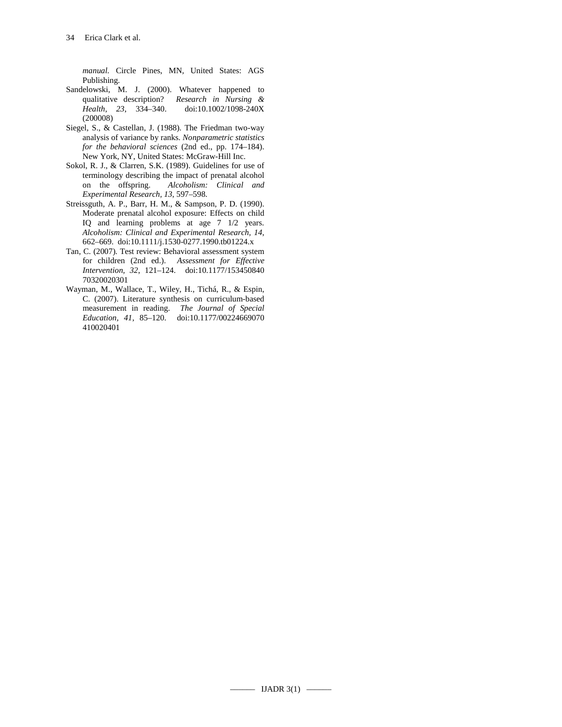*manual.* Circle Pines, MN, United States: AGS Publishing.

Sandelowski, M. J. (2000). Whatever happened to qualitative description? *Research in Nursing & Health*, *23*, 334–340. doi:10.1002/1098-240X (200008)

Siegel, S., & Castellan, J. (1988). The Friedman two-way analysis of variance by ranks. *Nonparametric statistics for the behavioral sciences* (2nd ed., pp. 174–184). New York, NY, United States: McGraw-Hill Inc.

Sokol, R. J., & Clarren, S.K. (1989). Guidelines for use of terminology describing the impact of prenatal alcohol on the offspring. *Alcoholism: Clinical and Experimental Research*, *13*, 597–598.

Streissguth, A. P., Barr, H. M., & Sampson, P. D. (1990). Moderate prenatal alcohol exposure: Effects on child IQ and learning problems at age 7 1/2 years. *Alcoholism: Clinical and Experimental Research*, *14*, 662–669. doi:10.1111/j.1530-0277.1990.tb01224.x

Tan, C. (2007). Test review: Behavioral assessment system for children (2nd ed.). *Assessment for Effective Intervention*, *32*, 121–124. doi:10.1177/153450840 70320020301

Wayman, M., Wallace, T., Wiley, H., Tichá, R., & Espin, C. (2007). Literature synthesis on curriculum-based measurement in reading. *The Journal of Special Education*, *41*, 85–120. doi:10.1177/00224669070 410020401